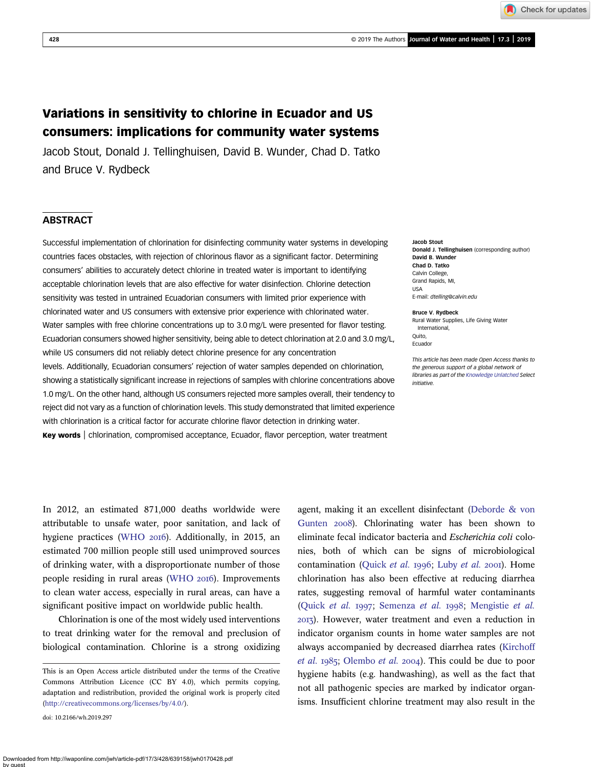# Variations in sensitivity to chlorine in Ecuador and US consumers: implications for community water systems

Jacob Stout, Donald J. Tellinghuisen, David B. Wunder, Chad D. Tatko and Bruce V. Rydbeck

## ABSTRACT

Successful implementation of chlorination for disinfecting community water systems in developing countries faces obstacles, with rejection of chlorinous flavor as a significant factor. Determining consumers' abilities to accurately detect chlorine in treated water is important to identifying acceptable chlorination levels that are also effective for water disinfection. Chlorine detection sensitivity was tested in untrained Ecuadorian consumers with limited prior experience with chlorinated water and US consumers with extensive prior experience with chlorinated water. Water samples with free chlorine concentrations up to 3.0 mg/L were presented for flavor testing. Ecuadorian consumers showed higher sensitivity, being able to detect chlorination at 2.0 and 3.0 mg/L, while US consumers did not reliably detect chlorine presence for any concentration levels. Additionally, Ecuadorian consumers' rejection of water samples depended on chlorination, showing a statistically significant increase in rejections of samples with chlorine concentrations above 1.0 mg/L. On the other hand, although US consumers rejected more samples overall, their tendency to reject did not vary as a function of chlorination levels. This study demonstrated that limited experience with chlorination is a critical factor for accurate chlorine flavor detection in drinking water.

**Key words** | chlorination, compromised acceptance, Ecuador, flavor perception, water treatment

**Jacob Stout**
**Donald J. Tellinghuisen** (corresponding author)
**David B. Wunder**
**Chad D. Tatko**
Calvin College,
Grand Rapids, MI,
USA
E-mail: *dtelling@calvin.edu*

**Bruce V. Rydbeck**
Rural Water Supplies, Life Giving Water International,
Quito,
Ecuador

*This article has been made Open Access thanks to the generous support of a global network of libraries as part of the Knowledge Unlatched Select initiative.*

In 2012, an estimated 871,000 deaths worldwide were attributable to unsafe water, poor sanitation, and lack of hygiene practices (WHO 2016). Additionally, in 2015, an estimated 700 million people still used unimproved sources of drinking water, with a disproportionate number of those people residing in rural areas (WHO 2016). Improvements to clean water access, especially in rural areas, can have a significant positive impact on worldwide public health.

Chlorination is one of the most widely used interventions to treat drinking water for the removal and preclusion of biological contamination. Chlorine is a strong oxidizing agent, making it an excellent disinfectant (Deborde & von Gunten 2008). Chlorinating water has been shown to eliminate fecal indicator bacteria and *Escherichia coli* colonies, both of which can be signs of microbiological contamination (Quick *et al.* 1996; Luby *et al.* 2001). Home chlorination has also been effective at reducing diarrhea rates, suggesting removal of harmful water contaminants (Quick *et al.* 1997; Semenza *et al.* 1998; Mengistie *et al.* 2013). However, water treatment and even a reduction in indicator organism counts in home water samples are not always accompanied by decreased diarrhea rates (Kirchoff *et al.* 1985; Olembo *et al.* 2004). This could be due to poor hygiene habits (e.g. handwashing), as well as the fact that not all pathogenic species are marked by indicator organisms. Insufficient chlorine treatment may also result in the

This is an Open Access article distributed under the terms of the Creative Commons Attribution Licence (CC BY 4.0), which permits copying, adaptation and redistribution, provided the original work is properly cited (http://creativecommons.org/licenses/by/4.0/).

doi: 10.2166/wh.2019.297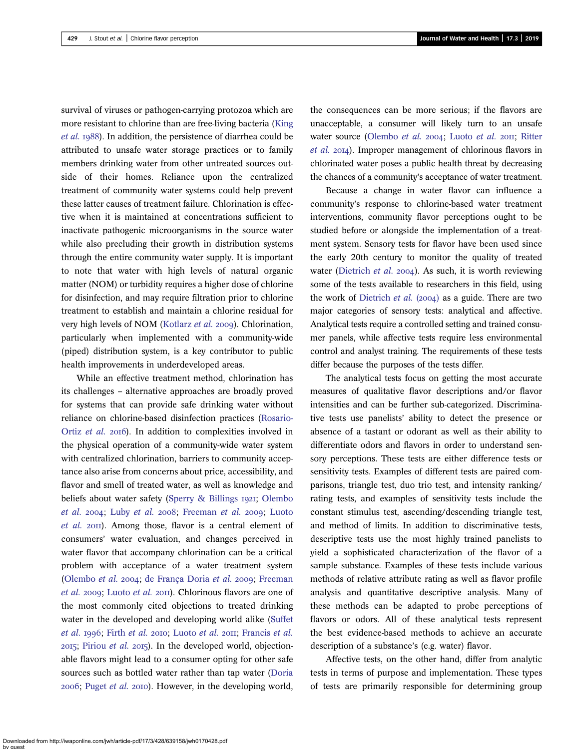survival of viruses or pathogen-carrying protozoa which are more resistant to chlorine than are free-living bacteria (King *et al.* 1988). In addition, the persistence of diarrhea could be attributed to unsafe water storage practices or to family members drinking water from other untreated sources outside of their homes. Reliance upon the centralized treatment of community water systems could help prevent these latter causes of treatment failure. Chlorination is effective when it is maintained at concentrations sufficient to inactivate pathogenic microorganisms in the source water while also precluding their growth in distribution systems through the entire community water supply. It is important to note that water with high levels of natural organic matter (NOM) or turbidity requires a higher dose of chlorine for disinfection, and may require filtration prior to chlorine treatment to establish and maintain a chlorine residual for very high levels of NOM (Kotlarz *et al.* 2009). Chlorination, particularly when implemented with a community-wide (piped) distribution system, is a key contributor to public health improvements in underdeveloped areas.

While an effective treatment method, chlorination has its challenges – alternative approaches are broadly proved for systems that can provide safe drinking water without reliance on chlorine-based disinfection practices (Rosario-Ortiz *et al.* 2016). In addition to complexities involved in the physical operation of a community-wide water system with centralized chlorination, barriers to community acceptance also arise from concerns about price, accessibility, and flavor and smell of treated water, as well as knowledge and beliefs about water safety (Sperry & Billings 1921; Olembo *et al.* 2004; Luby *et al.* 2008; Freeman *et al.* 2009; Luoto *et al.* 2011). Among those, flavor is a central element of consumers' water evaluation, and changes perceived in water flavor that accompany chlorination can be a critical problem with acceptance of a water treatment system (Olembo *et al.* 2004; de França Doria *et al.* 2009; Freeman *et al.* 2009; Luoto *et al.* 2011). Chlorinous flavors are one of the most commonly cited objections to treated drinking water in the developed and developing world alike (Suffet *et al.* 1996; Firth *et al.* 2010; Luoto *et al.* 2011; Francis *et al.* 2015; Piriou *et al.* 2015). In the developed world, objectionable flavors might lead to a consumer opting for other safe sources such as bottled water rather than tap water (Doria 2006; Puget *et al.* 2010). However, in the developing world, the consequences can be more serious; if the flavors are unacceptable, a consumer will likely turn to an unsafe water source (Olembo *et al.* 2004; Luoto *et al.* 2011; Ritter *et al.* 2014). Improper management of chlorinous flavors in chlorinated water poses a public health threat by decreasing the chances of a community's acceptance of water treatment.

Because a change in water flavor can influence a community's response to chlorine-based water treatment interventions, community flavor perceptions ought to be studied before or alongside the implementation of a treatment system. Sensory tests for flavor have been used since the early 20th century to monitor the quality of treated water (Dietrich *et al.* 2004). As such, it is worth reviewing some of the tests available to researchers in this field, using the work of Dietrich *et al.* (2004) as a guide. There are two major categories of sensory tests: analytical and affective. Analytical tests require a controlled setting and trained consumer panels, while affective tests require less environmental control and analyst training. The requirements of these tests differ because the purposes of the tests differ.

The analytical tests focus on getting the most accurate measures of qualitative flavor descriptions and/or flavor intensities and can be further sub-categorized. Discriminative tests use panelists' ability to detect the presence or absence of a tastant or odorant as well as their ability to differentiate odors and flavors in order to understand sensory perceptions. These tests are either difference tests or sensitivity tests. Examples of different tests are paired comparisons, triangle test, duo trio test, and intensity ranking/rating tests, and examples of sensitivity tests include the constant stimulus test, ascending/descending triangle test, and method of limits. In addition to discriminative tests, descriptive tests use the most highly trained panelists to yield a sophisticated characterization of the flavor of a sample substance. Examples of these tests include various methods of relative attribute rating as well as flavor profile analysis and quantitative descriptive analysis. Many of these methods can be adapted to probe perceptions of flavors or odors. All of these analytical tests represent the best evidence-based methods to achieve an accurate description of a substance's (e.g. water) flavor.

Affective tests, on the other hand, differ from analytic tests in terms of purpose and implementation. These types of tests are primarily responsible for determining group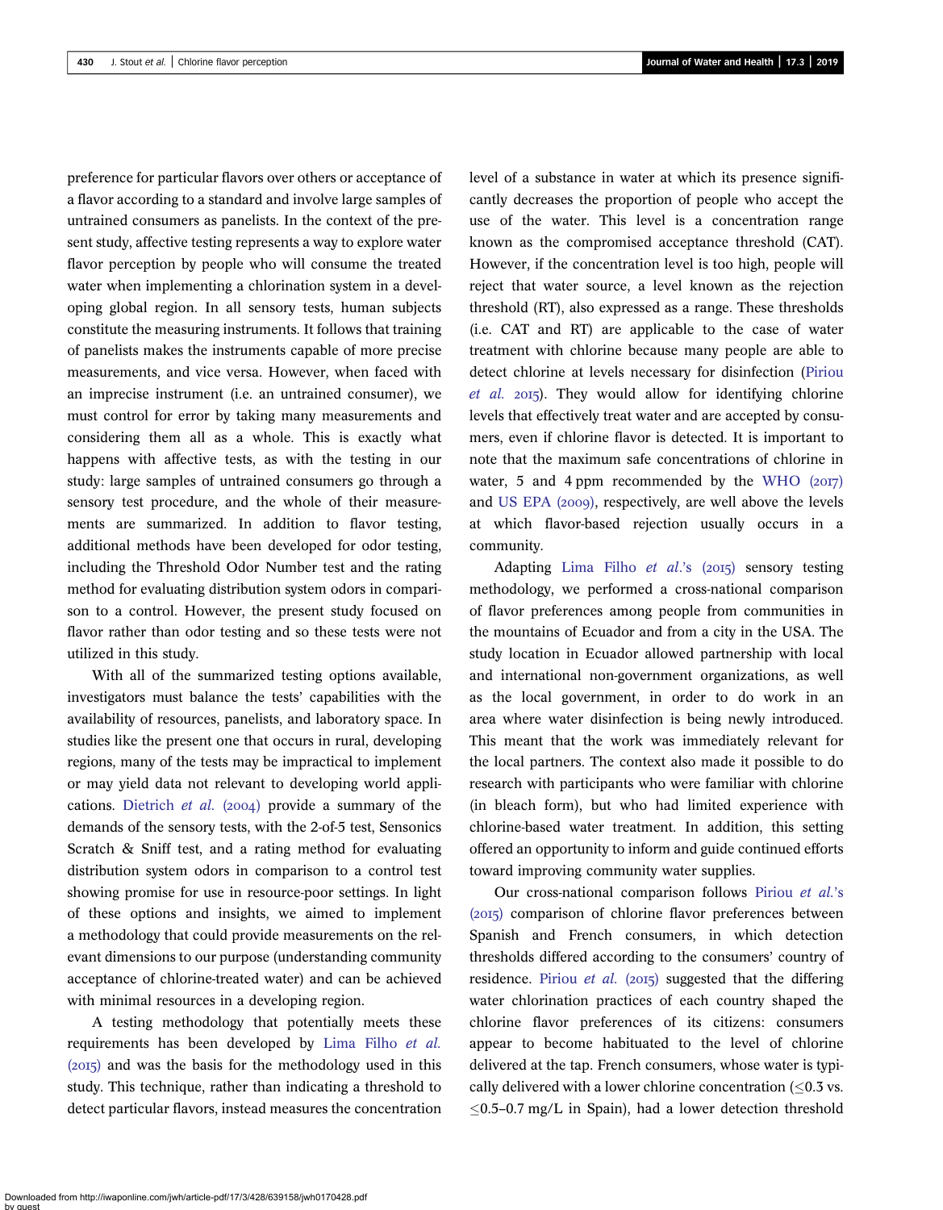preference for particular flavors over others or acceptance of a flavor according to a standard and involve large samples of untrained consumers as panelists. In the context of the present study, affective testing represents a way to explore water flavor perception by people who will consume the treated water when implementing a chlorination system in a developing global region. In all sensory tests, human subjects constitute the measuring instruments. It follows that training of panelists makes the instruments capable of more precise measurements, and vice versa. However, when faced with an imprecise instrument (i.e. an untrained consumer), we must control for error by taking many measurements and considering them all as a whole. This is exactly what happens with affective tests, as with the testing in our study: large samples of untrained consumers go through a sensory test procedure, and the whole of their measurements are summarized. In addition to flavor testing, additional methods have been developed for odor testing, including the Threshold Odor Number test and the rating method for evaluating distribution system odors in comparison to a control. However, the present study focused on flavor rather than odor testing and so these tests were not utilized in this study.

With all of the summarized testing options available, investigators must balance the tests' capabilities with the availability of resources, panelists, and laboratory space. In studies like the present one that occurs in rural, developing regions, many of the tests may be impractical to implement or may yield data not relevant to developing world applications. Dietrich *et al.* (2004) provide a summary of the demands of the sensory tests, with the 2-of-5 test, Sensonics Scratch & Sniff test, and a rating method for evaluating distribution system odors in comparison to a control test showing promise for use in resource-poor settings. In light of these options and insights, we aimed to implement a methodology that could provide measurements on the relevant dimensions to our purpose (understanding community acceptance of chlorine-treated water) and can be achieved with minimal resources in a developing region.

A testing methodology that potentially meets these requirements has been developed by Lima Filho *et al.* (2015) and was the basis for the methodology used in this study. This technique, rather than indicating a threshold to detect particular flavors, instead measures the concentration level of a substance in water at which its presence significantly decreases the proportion of people who accept the use of the water. This level is a concentration range known as the compromised acceptance threshold (CAT). However, if the concentration level is too high, people will reject that water source, a level known as the rejection threshold (RT), also expressed as a range. These thresholds (i.e. CAT and RT) are applicable to the case of water treatment with chlorine because many people are able to detect chlorine at levels necessary for disinfection (Piriou *et al.* 2015). They would allow for identifying chlorine levels that effectively treat water and are accepted by consumers, even if chlorine flavor is detected. It is important to note that the maximum safe concentrations of chlorine in water, 5 and 4 ppm recommended by the WHO (2017) and US EPA (2009), respectively, are well above the levels at which flavor-based rejection usually occurs in a community.

Adapting Lima Filho *et al.*'s (2015) sensory testing methodology, we performed a cross-national comparison of flavor preferences among people from communities in the mountains of Ecuador and from a city in the USA. The study location in Ecuador allowed partnership with local and international non-government organizations, as well as the local government, in order to do work in an area where water disinfection is being newly introduced. This meant that the work was immediately relevant for the local partners. The context also made it possible to do research with participants who were familiar with chlorine (in bleach form), but who had limited experience with chlorine-based water treatment. In addition, this setting offered an opportunity to inform and guide continued efforts toward improving community water supplies.

Our cross-national comparison follows Piriou *et al.*'s (2015) comparison of chlorine flavor preferences between Spanish and French consumers, in which detection thresholds differed according to the consumers' country of residence. Piriou *et al.* (2015) suggested that the differing water chlorination practices of each country shaped the chlorine flavor preferences of its citizens: consumers appear to become habituated to the level of chlorine delivered at the tap. French consumers, whose water is typically delivered with a lower chlorine concentration ($\leq$0.3 vs. $\leq$0.5–0.7 mg/L in Spain), had a lower detection threshold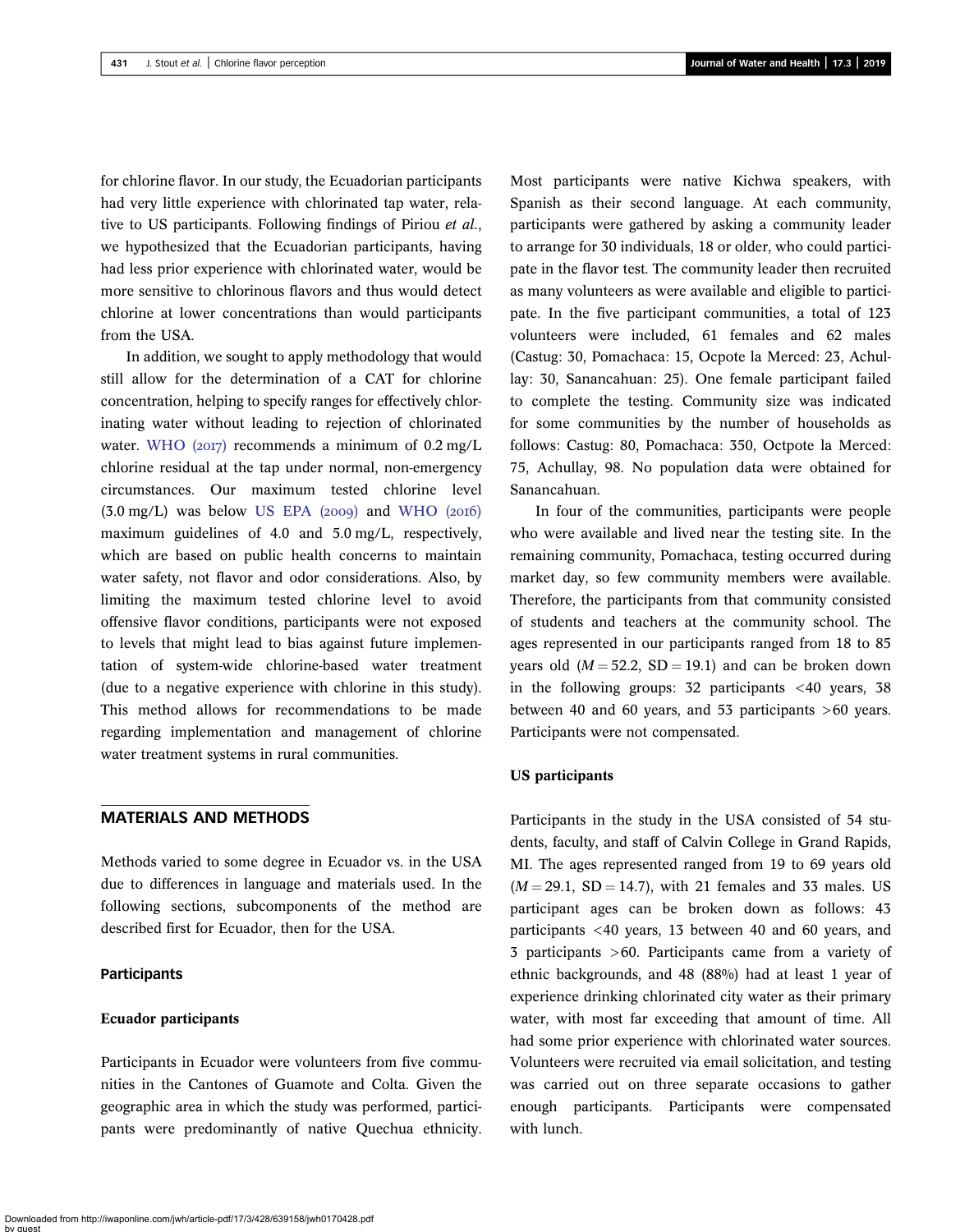for chlorine flavor. In our study, the Ecuadorian participants had very little experience with chlorinated tap water, relative to US participants. Following findings of Piriou *et al.*, we hypothesized that the Ecuadorian participants, having had less prior experience with chlorinated water, would be more sensitive to chlorinous flavors and thus would detect chlorine at lower concentrations than would participants from the USA.

In addition, we sought to apply methodology that would still allow for the determination of a CAT for chlorine concentration, helping to specify ranges for effectively chlorinating water without leading to rejection of chlorinated water. WHO (2017) recommends a minimum of 0.2 mg/L chlorine residual at the tap under normal, non-emergency circumstances. Our maximum tested chlorine level (3.0 mg/L) was below US EPA (2009) and WHO (2016) maximum guidelines of 4.0 and 5.0 mg/L, respectively, which are based on public health concerns to maintain water safety, not flavor and odor considerations. Also, by limiting the maximum tested chlorine level to avoid offensive flavor conditions, participants were not exposed to levels that might lead to bias against future implementation of system-wide chlorine-based water treatment (due to a negative experience with chlorine in this study). This method allows for recommendations to be made regarding implementation and management of chlorine water treatment systems in rural communities.

## MATERIALS AND METHODS

Methods varied to some degree in Ecuador vs. in the USA due to differences in language and materials used. In the following sections, subcomponents of the method are described first for Ecuador, then for the USA.

### Participants

#### Ecuador participants

Participants in Ecuador were volunteers from five communities in the Cantones of Guamote and Colta. Given the geographic area in which the study was performed, participants were predominantly of native Quechua ethnicity. Most participants were native Kichwa speakers, with Spanish as their second language. At each community, participants were gathered by asking a community leader to arrange for 30 individuals, 18 or older, who could participate in the flavor test. The community leader then recruited as many volunteers as were available and eligible to participate. In the five participant communities, a total of 123 volunteers were included, 61 females and 62 males (Castug: 30, Pomachaca: 15, Ocpote la Merced: 23, Achullay: 30, Sanancahuan: 25). One female participant failed to complete the testing. Community size was indicated for some communities by the number of households as follows: Castug: 80, Pomachaca: 350, Octpote la Merced: 75, Achullay, 98. No population data were obtained for Sanancahuan.

In four of the communities, participants were people who were available and lived near the testing site. In the remaining community, Pomachaca, testing occurred during market day, so few community members were available. Therefore, the participants from that community consisted of students and teachers at the community school. The ages represented in our participants ranged from 18 to 85 years old ($M = 52.2$, $SD = 19.1$) and can be broken down in the following groups: 32 participants <40 years, 38 between 40 and 60 years, and 53 participants >60 years. Participants were not compensated.

#### US participants

Participants in the study in the USA consisted of 54 students, faculty, and staff of Calvin College in Grand Rapids, MI. The ages represented ranged from 19 to 69 years old ($M = 29.1$, $SD = 14.7$), with 21 females and 33 males. US participant ages can be broken down as follows: 43 participants <40 years, 13 between 40 and 60 years, and 3 participants >60. Participants came from a variety of ethnic backgrounds, and 48 (88%) had at least 1 year of experience drinking chlorinated city water as their primary water, with most far exceeding that amount of time. All had some prior experience with chlorinated water sources. Volunteers were recruited via email solicitation, and testing was carried out on three separate occasions to gather enough participants. Participants were compensated with lunch.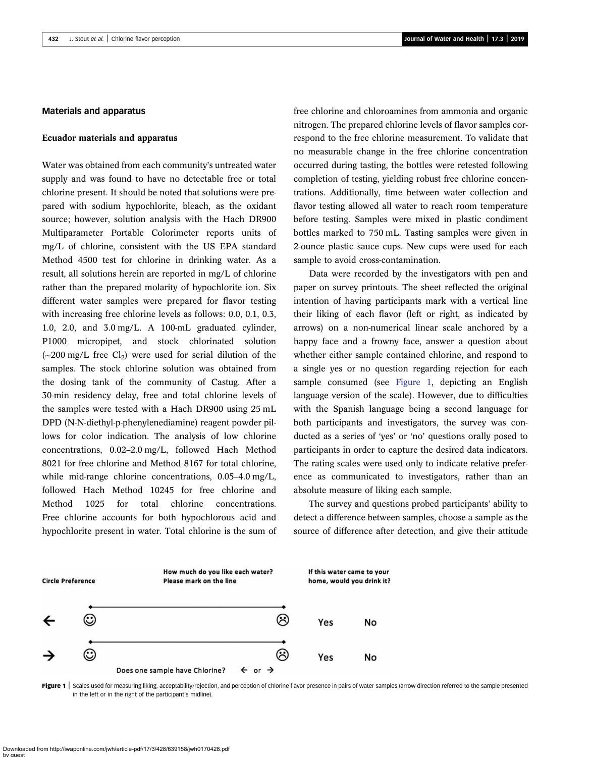## Materials and apparatus

### Ecuador materials and apparatus

Water was obtained from each community's untreated water supply and was found to have no detectable free or total chlorine present. It should be noted that solutions were prepared with sodium hypochlorite, bleach, as the oxidant source; however, solution analysis with the Hach DR900 Multiparameter Portable Colorimeter reports units of mg/L of chlorine, consistent with the US EPA standard Method 4500 test for chlorine in drinking water. As a result, all solutions herein are reported in mg/L of chlorine rather than the prepared molarity of hypochlorite ion. Six different water samples were prepared for flavor testing with increasing free chlorine levels as follows: 0.0, 0.1, 0.3, 1.0, 2.0, and 3.0 mg/L. A 100-mL graduated cylinder, P1000 micropipet, and stock chlorinated solution (~200 mg/L free $Cl_2$) were used for serial dilution of the samples. The stock chlorine solution was obtained from the dosing tank of the community of Castug. After a 30-min residency delay, free and total chlorine levels of the samples were tested with a Hach DR900 using 25 mL DPD (N-N-diethyl-p-phenylenediamine) reagent powder pillows for color indication. The analysis of low chlorine concentrations, 0.02–2.0 mg/L, followed Hach Method 8021 for free chlorine and Method 8167 for total chlorine, while mid-range chlorine concentrations, 0.05–4.0 mg/L, followed Hach Method 10245 for free chlorine and Method 1025 for total chlorine concentrations. Free chlorine accounts for both hypochlorous acid and hypochlorite present in water. Total chlorine is the sum of free chlorine and chloroamines from ammonia and organic nitrogen. The prepared chlorine levels of flavor samples correspond to the free chlorine measurement. To validate that no measurable change in the free chlorine concentration occurred during tasting, the bottles were retested following completion of testing, yielding robust free chlorine concentrations. Additionally, time between water collection and flavor testing allowed all water to reach room temperature before testing. Samples were mixed in plastic condiment bottles marked to 750 mL. Tasting samples were given in 2-ounce plastic sauce cups. New cups were used for each sample to avoid cross-contamination.

Data were recorded by the investigators with pen and paper on survey printouts. The sheet reflected the original intention of having participants mark with a vertical line their liking of each flavor (left or right, as indicated by arrows) on a non-numerical linear scale anchored by a happy face and a frowny face, answer a question about whether either sample contained chlorine, and respond to a single yes or no question regarding rejection for each sample consumed (see Figure 1, depicting an English language version of the scale). However, due to difficulties with the Spanish language being a second language for both participants and investigators, the survey was conducted as a series of 'yes' or 'no' questions orally posed to participants in order to capture the desired data indicators. The rating scales were used only to indicate relative preference as communicated to investigators, rather than an absolute measure of liking each sample.

The survey and questions probed participants' ability to detect a difference between samples, choose a sample as the source of difference after detection, and give their attitude

| Circle Preference | How much do you like each water? Please mark on the line | | If this water came to your home, would you drink it? | |
|---|---|---|---|---|
| ← | ☺ | ☹ | Yes | No |
| → | ☺ | ☹ | Yes | No |

Does one sample have Chlorine? ← or →

**Figure 1** | Scales used for measuring liking, acceptability/rejection, and perception of chlorine flavor presence in pairs of water samples (arrow direction referred to the sample presented in the left or in the right of the participant's midline).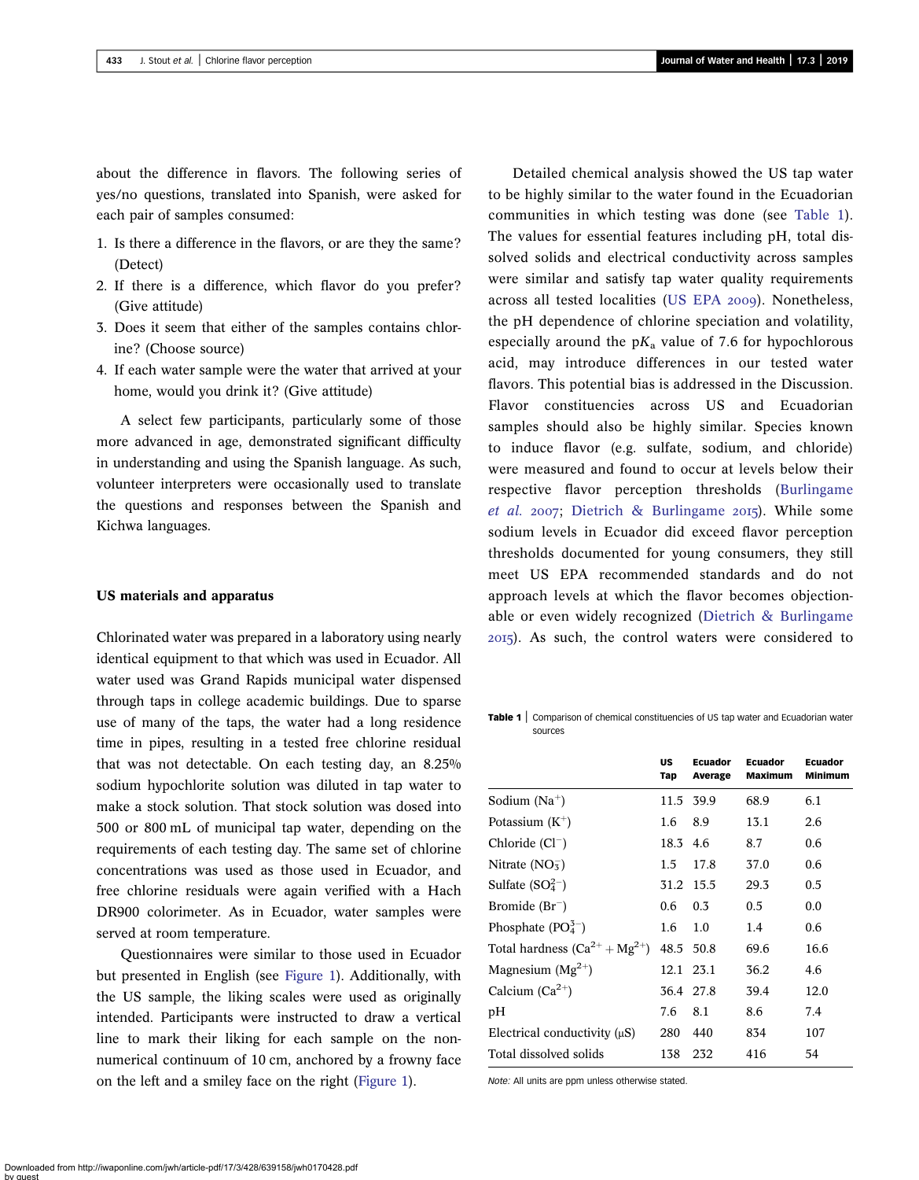about the difference in flavors. The following series of yes/no questions, translated into Spanish, were asked for each pair of samples consumed:

1. Is there a difference in the flavors, or are they the same? (Detect)
2. If there is a difference, which flavor do you prefer? (Give attitude)
3. Does it seem that either of the samples contains chlorine? (Choose source)
4. If each water sample were the water that arrived at your home, would you drink it? (Give attitude)

A select few participants, particularly some of those more advanced in age, demonstrated significant difficulty in understanding and using the Spanish language. As such, volunteer interpreters were occasionally used to translate the questions and responses between the Spanish and Kichwa languages.

## US materials and apparatus

Chlorinated water was prepared in a laboratory using nearly identical equipment to that which was used in Ecuador. All water used was Grand Rapids municipal water dispensed through taps in college academic buildings. Due to sparse use of many of the taps, the water had a long residence time in pipes, resulting in a tested free chlorine residual that was not detectable. On each testing day, an 8.25% sodium hypochlorite solution was diluted in tap water to make a stock solution. That stock solution was dosed into 500 or 800 mL of municipal tap water, depending on the requirements of each testing day. The same set of chlorine concentrations was used as those used in Ecuador, and free chlorine residuals were again verified with a Hach DR900 colorimeter. As in Ecuador, water samples were served at room temperature.

Questionnaires were similar to those used in Ecuador but presented in English (see Figure 1). Additionally, with the US sample, the liking scales were used as originally intended. Participants were instructed to draw a vertical line to mark their liking for each sample on the non-numerical continuum of 10 cm, anchored by a frowny face on the left and a smiley face on the right (Figure 1).

Detailed chemical analysis showed the US tap water to be highly similar to the water found in the Ecuadorian communities in which testing was done (see Table 1). The values for essential features including pH, total dissolved solids and electrical conductivity across samples were similar and satisfy tap water quality requirements across all tested localities (US EPA 2009). Nonetheless, the pH dependence of chlorine speciation and volatility, especially around the p$K_a$ value of 7.6 for hypochlorous acid, may introduce differences in our tested water flavors. This potential bias is addressed in the Discussion. Flavor constituencies across US and Ecuadorian samples should also be highly similar. Species known to induce flavor (e.g. sulfate, sodium, and chloride) were measured and found to occur at levels below their respective flavor perception thresholds (Burlingame *et al.* 2007; Dietrich & Burlingame 2015). While some sodium levels in Ecuador did exceed flavor perception thresholds documented for young consumers, they still meet US EPA recommended standards and do not approach levels at which the flavor becomes objectionable or even widely recognized (Dietrich & Burlingame 2015). As such, the control waters were considered to

**Table 1** | Comparison of chemical constituencies of US tap water and Ecuadorian water sources

| | US Tap | Ecuador Average | Ecuador Maximum | Ecuador Minimum |
|---|---|---|---|---|
| Sodium ($Na^{+}$) | 11.5 | 39.9 | 68.9 | 6.1 |
| Potassium ($K^{+}$) | 1.6 | 8.9 | 13.1 | 2.6 |
| Chloride ($Cl^{-}$) | 18.3 | 4.6 | 8.7 | 0.6 |
| Nitrate ($NO_3^{-}$) | 1.5 | 17.8 | 37.0 | 0.6 |
| Sulfate ($SO_4^{2-}$) | 31.2 | 15.5 | 29.3 | 0.5 |
| Bromide ($Br^{-}$) | 0.6 | 0.3 | 0.5 | 0.0 |
| Phosphate ($PO_4^{3-}$) | 1.6 | 1.0 | 1.4 | 0.6 |
| Total hardness ($Ca^{2+} + Mg^{2+}$) | 48.5 | 50.8 | 69.6 | 16.6 |
| Magnesium ($Mg^{2+}$) | 12.1 | 23.1 | 36.2 | 4.6 |
| Calcium ($Ca^{2+}$) | 36.4 | 27.8 | 39.4 | 12.0 |
| pH | 7.6 | 8.1 | 8.6 | 7.4 |
| Electrical conductivity (μS) | 280 | 440 | 834 | 107 |
| Total dissolved solids | 138 | 232 | 416 | 54 |

*Note:* All units are ppm unless otherwise stated.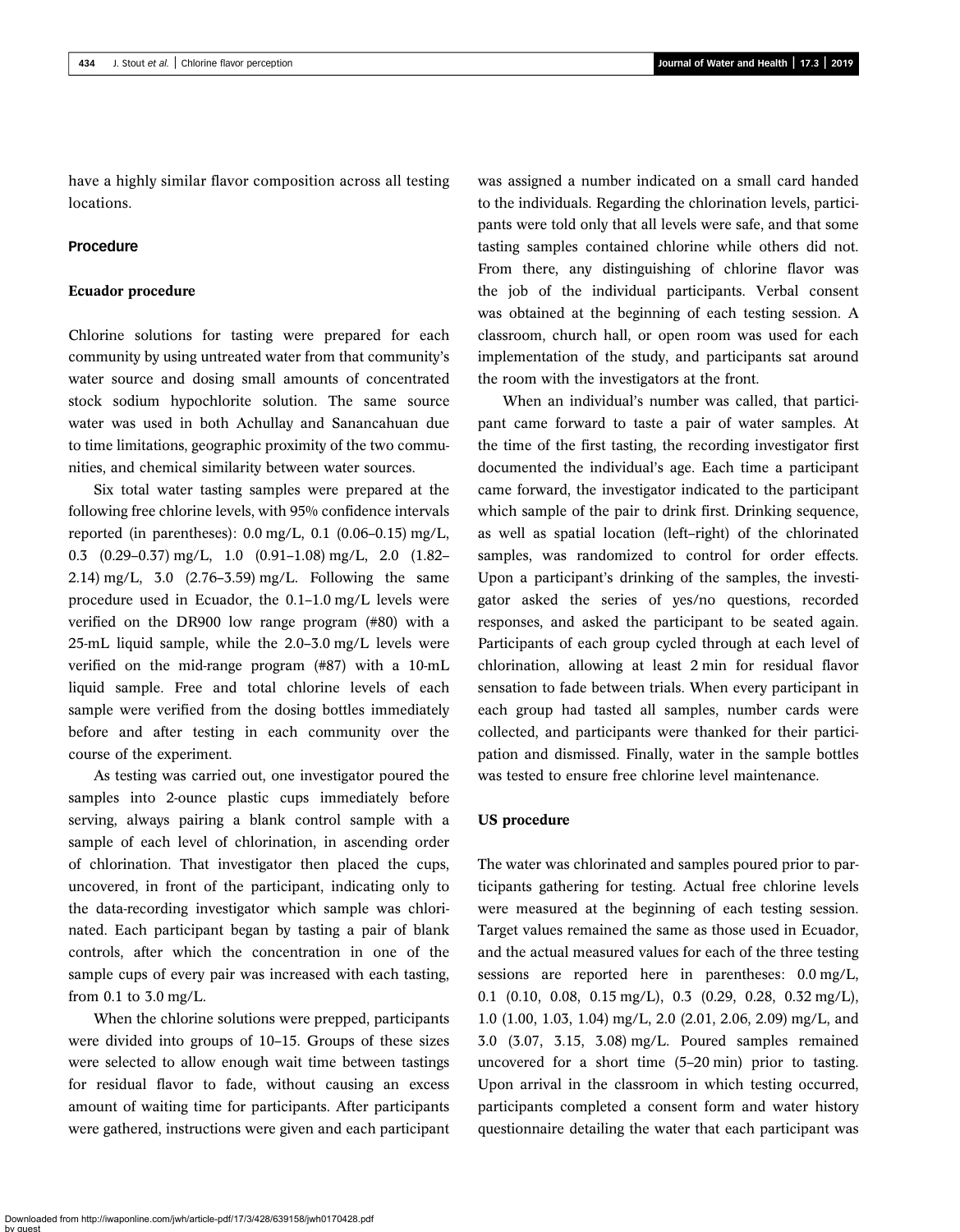have a highly similar flavor composition across all testing locations.

## Procedure

### Ecuador procedure

Chlorine solutions for tasting were prepared for each community by using untreated water from that community's water source and dosing small amounts of concentrated stock sodium hypochlorite solution. The same source water was used in both Achullay and Sanancahuan due to time limitations, geographic proximity of the two communities, and chemical similarity between water sources.

Six total water tasting samples were prepared at the following free chlorine levels, with 95% confidence intervals reported (in parentheses): 0.0 mg/L, 0.1 (0.06–0.15) mg/L, 0.3 (0.29–0.37) mg/L, 1.0 (0.91–1.08) mg/L, 2.0 (1.82–2.14) mg/L, 3.0 (2.76–3.59) mg/L. Following the same procedure used in Ecuador, the 0.1–1.0 mg/L levels were verified on the DR900 low range program (#80) with a 25-mL liquid sample, while the 2.0–3.0 mg/L levels were verified on the mid-range program (#87) with a 10-mL liquid sample. Free and total chlorine levels of each sample were verified from the dosing bottles immediately before and after testing in each community over the course of the experiment.

As testing was carried out, one investigator poured the samples into 2-ounce plastic cups immediately before serving, always pairing a blank control sample with a sample of each level of chlorination, in ascending order of chlorination. That investigator then placed the cups, uncovered, in front of the participant, indicating only to the data-recording investigator which sample was chlorinated. Each participant began by tasting a pair of blank controls, after which the concentration in one of the sample cups of every pair was increased with each tasting, from 0.1 to 3.0 mg/L.

When the chlorine solutions were prepped, participants were divided into groups of 10–15. Groups of these sizes were selected to allow enough wait time between tastings for residual flavor to fade, without causing an excess amount of waiting time for participants. After participants were gathered, instructions were given and each participant was assigned a number indicated on a small card handed to the individuals. Regarding the chlorination levels, participants were told only that all levels were safe, and that some tasting samples contained chlorine while others did not. From there, any distinguishing of chlorine flavor was the job of the individual participants. Verbal consent was obtained at the beginning of each testing session. A classroom, church hall, or open room was used for each implementation of the study, and participants sat around the room with the investigators at the front.

When an individual's number was called, that participant came forward to taste a pair of water samples. At the time of the first tasting, the recording investigator first documented the individual's age. Each time a participant came forward, the investigator indicated to the participant which sample of the pair to drink first. Drinking sequence, as well as spatial location (left–right) of the chlorinated samples, was randomized to control for order effects. Upon a participant's drinking of the samples, the investigator asked the series of yes/no questions, recorded responses, and asked the participant to be seated again. Participants of each group cycled through at each level of chlorination, allowing at least 2 min for residual flavor sensation to fade between trials. When every participant in each group had tasted all samples, number cards were collected, and participants were thanked for their participation and dismissed. Finally, water in the sample bottles was tested to ensure free chlorine level maintenance.

### US procedure

The water was chlorinated and samples poured prior to participants gathering for testing. Actual free chlorine levels were measured at the beginning of each testing session. Target values remained the same as those used in Ecuador, and the actual measured values for each of the three testing sessions are reported here in parentheses: 0.0 mg/L, 0.1 (0.10, 0.08, 0.15 mg/L), 0.3 (0.29, 0.28, 0.32 mg/L), 1.0 (1.00, 1.03, 1.04) mg/L, 2.0 (2.01, 2.06, 2.09) mg/L, and 3.0 (3.07, 3.15, 3.08) mg/L. Poured samples remained uncovered for a short time (5–20 min) prior to tasting. Upon arrival in the classroom in which testing occurred, participants completed a consent form and water history questionnaire detailing the water that each participant was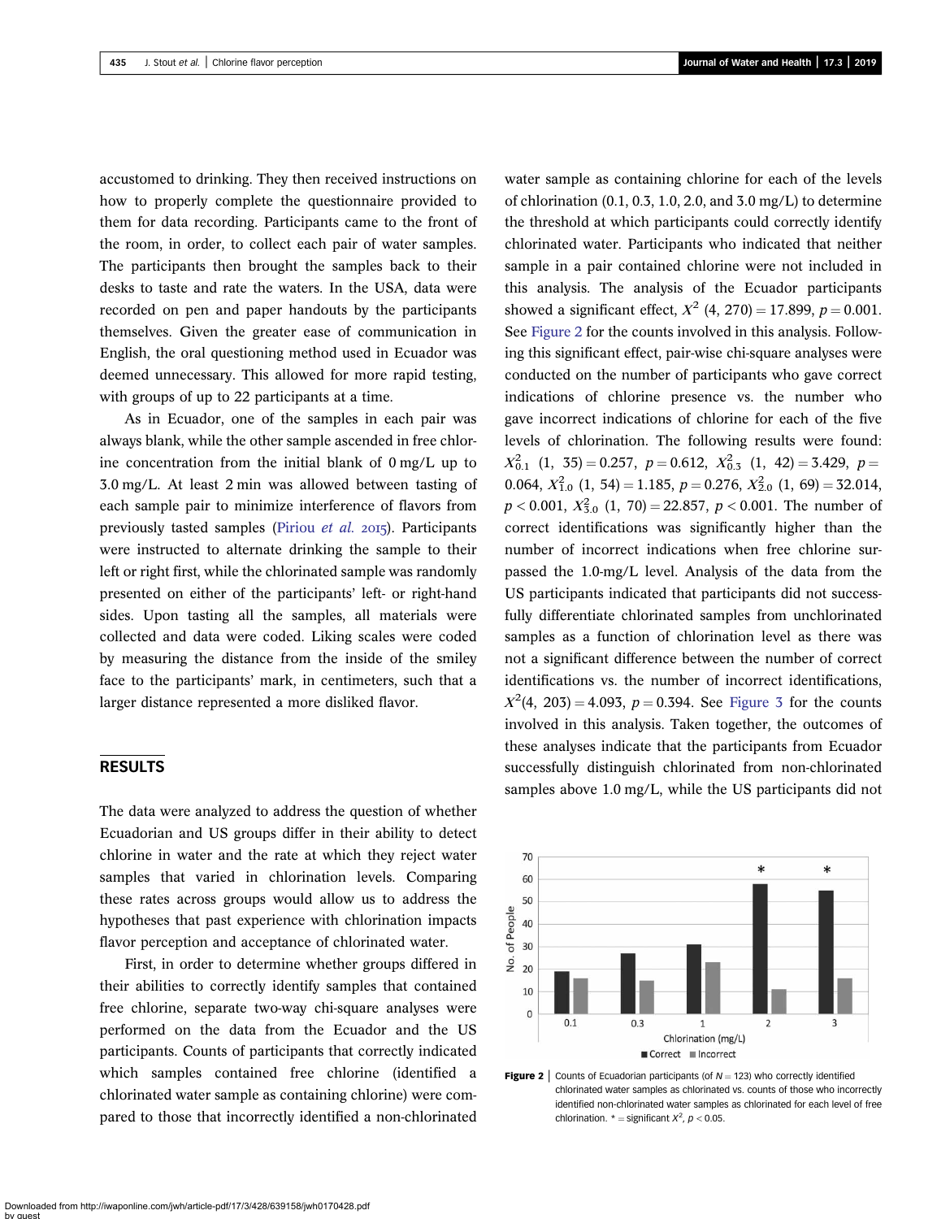accustomed to drinking. They then received instructions on how to properly complete the questionnaire provided to them for data recording. Participants came to the front of the room, in order, to collect each pair of water samples. The participants then brought the samples back to their desks to taste and rate the waters. In the USA, data were recorded on pen and paper handouts by the participants themselves. Given the greater ease of communication in English, the oral questioning method used in Ecuador was deemed unnecessary. This allowed for more rapid testing, with groups of up to 22 participants at a time.

As in Ecuador, one of the samples in each pair was always blank, while the other sample ascended in free chlorine concentration from the initial blank of 0 mg/L up to 3.0 mg/L. At least 2 min was allowed between tasting of each sample pair to minimize interference of flavors from previously tasted samples (Piriou *et al.* 2015). Participants were instructed to alternate drinking the sample to their left or right first, while the chlorinated sample was randomly presented on either of the participants' left- or right-hand sides. Upon tasting all the samples, all materials were collected and data were coded. Liking scales were coded by measuring the distance from the inside of the smiley face to the participants' mark, in centimeters, such that a larger distance represented a more disliked flavor.

## RESULTS

The data were analyzed to address the question of whether Ecuadorian and US groups differ in their ability to detect chlorine in water and the rate at which they reject water samples that varied in chlorination levels. Comparing these rates across groups would allow us to address the hypotheses that past experience with chlorination impacts flavor perception and acceptance of chlorinated water.

First, in order to determine whether groups differed in their abilities to correctly identify samples that contained free chlorine, separate two-way chi-square analyses were performed on the data from the Ecuador and the US participants. Counts of participants that correctly indicated which samples contained free chlorine (identified a chlorinated water sample as containing chlorine) were compared to those that incorrectly identified a non-chlorinated water sample as containing chlorine for each of the levels of chlorination (0.1, 0.3, 1.0, 2.0, and 3.0 mg/L) to determine the threshold at which participants could correctly identify chlorinated water. Participants who indicated that neither sample in a pair contained chlorine were not included in this analysis. The analysis of the Ecuador participants showed a significant effect, $X^2$ (4, 270) = 17.899, $p = 0.001$. See Figure 2 for the counts involved in this analysis. Following this significant effect, pair-wise chi-square analyses were conducted on the number of participants who gave correct indications of chlorine presence vs. the number who gave incorrect indications of chlorine for each of the five levels of chlorination. The following results were found: $X^2_{0.1}$ (1, 35) = 0.257, $p = 0.612$, $X^2_{0.3}$ (1, 42) = 3.429, $p = 0.064$, $X^2_{1.0}$ (1, 54) = 1.185, $p = 0.276$, $X^2_{2.0}$ (1, 69) = 32.014, $p < 0.001$, $X^2_{3.0}$ (1, 70) = 22.857, $p < 0.001$. The number of correct identifications was significantly higher than the number of incorrect indications when free chlorine surpassed the 1.0-mg/L level. Analysis of the data from the US participants indicated that participants did not successfully differentiate chlorinated samples from unchlorinated samples as a function of chlorination level as there was not a significant difference between the number of correct identifications vs. the number of incorrect identifications, $X^2$(4, 203) = 4.093, $p = 0.394$. See Figure 3 for the counts involved in this analysis. Taken together, the outcomes of these analyses indicate that the participants from Ecuador successfully distinguish chlorinated from non-chlorinated samples above 1.0 mg/L, while the US participants did not

**Figure 2** | Counts of Ecuadorian participants (of $N = 123$) who correctly identified chlorinated water samples as chlorinated vs. counts of those who incorrectly identified non-chlorinated water samples as chlorinated for each level of free chlorination. * = significant $X^2$, $p < 0.05$.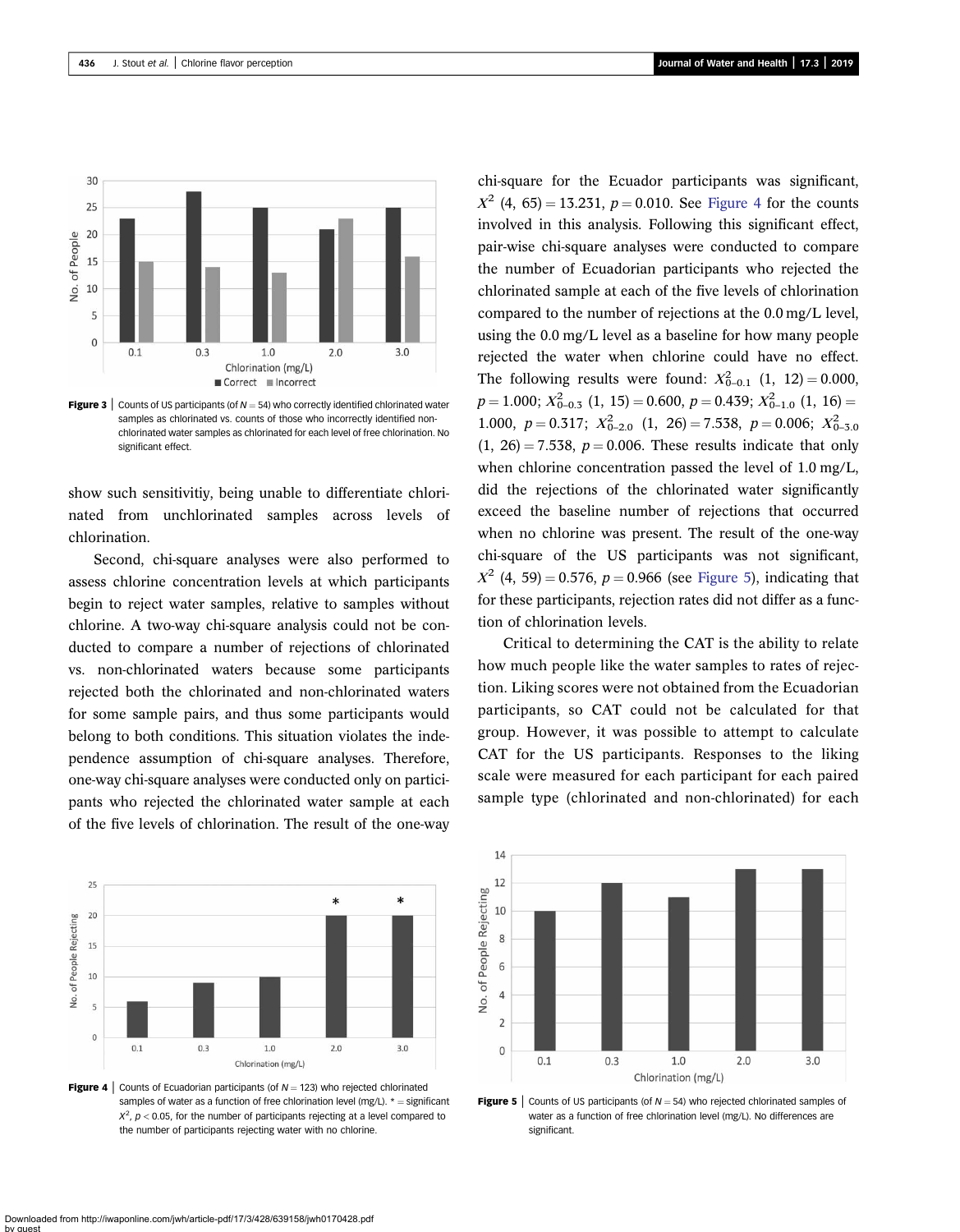Figure 3 | Counts of US participants (of $N = 54$) who correctly identified chlorinated water samples as chlorinated vs. counts of those who incorrectly identified non-chlorinated water samples as chlorinated for each level of free chlorination. No significant effect.

show such sensitivitiy, being unable to differentiate chlorinated from unchlorinated samples across levels of chlorination.

Second, chi-square analyses were also performed to assess chlorine concentration levels at which participants begin to reject water samples, relative to samples without chlorine. A two-way chi-square analysis could not be conducted to compare a number of rejections of chlorinated vs. non-chlorinated waters because some participants rejected both the chlorinated and non-chlorinated waters for some sample pairs, and thus some participants would belong to both conditions. This situation violates the independence assumption of chi-square analyses. Therefore, one-way chi-square analyses were conducted only on participants who rejected the chlorinated water sample at each of the five levels of chlorination. The result of the one-way chi-square for the Ecuador participants was significant, $X^2$ (4, 65) = 13.231, $p = 0.010$. See Figure 4 for the counts involved in this analysis. Following this significant effect, pair-wise chi-square analyses were conducted to compare the number of Ecuadorian participants who rejected the chlorinated sample at each of the five levels of chlorination compared to the number of rejections at the 0.0 mg/L level, using the 0.0 mg/L level as a baseline for how many people rejected the water when chlorine could have no effect. The following results were found: $X^2_{0\text{–}0.1}$ (1, 12) = 0.000, $p = 1.000$; $X^2_{0\text{–}0.3}$ (1, 15) = 0.600, $p = 0.439$; $X^2_{0\text{–}1.0}$ (1, 16) = 1.000, $p = 0.317$; $X^2_{0\text{–}2.0}$ (1, 26) = 7.538, $p = 0.006$; $X^2_{0\text{–}3.0}$ (1, 26) = 7.538, $p = 0.006$. These results indicate that only when chlorine concentration passed the level of 1.0 mg/L, did the rejections of the chlorinated water significantly exceed the baseline number of rejections that occurred when no chlorine was present. The result of the one-way chi-square of the US participants was not significant, $X^2$ (4, 59) = 0.576, $p = 0.966$ (see Figure 5), indicating that for these participants, rejection rates did not differ as a function of chlorination levels.

Critical to determining the CAT is the ability to relate how much people like the water samples to rates of rejection. Liking scores were not obtained from the Ecuadorian participants, so CAT could not be calculated for that group. However, it was possible to attempt to calculate CAT for the US participants. Responses to the liking scale were measured for each participant for each paired sample type (chlorinated and non-chlorinated) for each

Figure 4 | Counts of Ecuadorian participants (of $N = 123$) who rejected chlorinated samples of water as a function of free chlorination level (mg/L). * = significant $X^2$, $p < 0.05$, for the number of participants rejecting at a level compared to the number of participants rejecting water with no chlorine.

Figure 5 | Counts of US participants (of $N = 54$) who rejected chlorinated samples of water as a function of free chlorination level (mg/L). No differences are significant.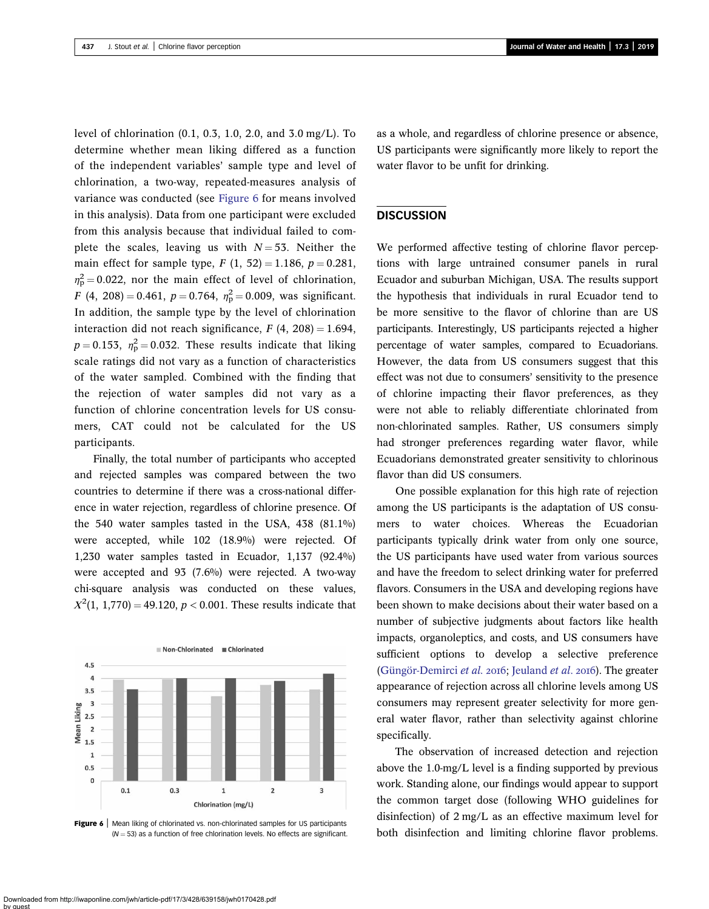level of chlorination (0.1, 0.3, 1.0, 2.0, and 3.0 mg/L). To determine whether mean liking differed as a function of the independent variables' sample type and level of chlorination, a two-way, repeated-measures analysis of variance was conducted (see Figure 6 for means involved in this analysis). Data from one participant were excluded from this analysis because that individual failed to complete the scales, leaving us with $N = 53$. Neither the main effect for sample type, $F$ (1, 52) = 1.186, $p = 0.281$, $\eta_p^2 = 0.022$, nor the main effect of level of chlorination, $F$ (4, 208) = 0.461, $p = 0.764$, $\eta_p^2 = 0.009$, was significant. In addition, the sample type by the level of chlorination interaction did not reach significance, $F$ (4, 208) = 1.694, $p = 0.153$, $\eta_p^2 = 0.032$. These results indicate that liking scale ratings did not vary as a function of characteristics of the water sampled. Combined with the finding that the rejection of water samples did not vary as a function of chlorine concentration levels for US consumers, CAT could not be calculated for the US participants.

Finally, the total number of participants who accepted and rejected samples was compared between the two countries to determine if there was a cross-national difference in water rejection, regardless of chlorine presence. Of the 540 water samples tasted in the USA, 438 (81.1%) were accepted, while 102 (18.9%) were rejected. Of 1,230 water samples tasted in Ecuador, 1,137 (92.4%) were accepted and 93 (7.6%) were rejected. A two-way chi-square analysis was conducted on these values, $X^2(1, 1{,}770) = 49.120$, $p < 0.001$. These results indicate that as a whole, and regardless of chlorine presence or absence, US participants were significantly more likely to report the water flavor to be unfit for drinking.

**Figure 6** | Mean liking of chlorinated vs. non-chlorinated samples for US participants ($N = 53$) as a function of free chlorination levels. No effects are significant.

## DISCUSSION

We performed affective testing of chlorine flavor perceptions with large untrained consumer panels in rural Ecuador and suburban Michigan, USA. The results support the hypothesis that individuals in rural Ecuador tend to be more sensitive to the flavor of chlorine than are US participants. Interestingly, US participants rejected a higher percentage of water samples, compared to Ecuadorians. However, the data from US consumers suggest that this effect was not due to consumers' sensitivity to the presence of chlorine impacting their flavor preferences, as they were not able to reliably differentiate chlorinated from non-chlorinated samples. Rather, US consumers simply had stronger preferences regarding water flavor, while Ecuadorians demonstrated greater sensitivity to chlorinous flavor than did US consumers.

One possible explanation for this high rate of rejection among the US participants is the adaptation of US consumers to water choices. Whereas the Ecuadorian participants typically drink water from only one source, the US participants have used water from various sources and have the freedom to select drinking water for preferred flavors. Consumers in the USA and developing regions have been shown to make decisions about their water based on a number of subjective judgments about factors like health impacts, organoleptics, and costs, and US consumers have sufficient options to develop a selective preference (Güngör-Demirci *et al.* 2016; Jeuland *et al.* 2016). The greater appearance of rejection across all chlorine levels among US consumers may represent greater selectivity for more general water flavor, rather than selectivity against chlorine specifically.

The observation of increased detection and rejection above the 1.0-mg/L level is a finding supported by previous work. Standing alone, our findings would appear to support the common target dose (following WHO guidelines for disinfection) of 2 mg/L as an effective maximum level for both disinfection and limiting chlorine flavor problems.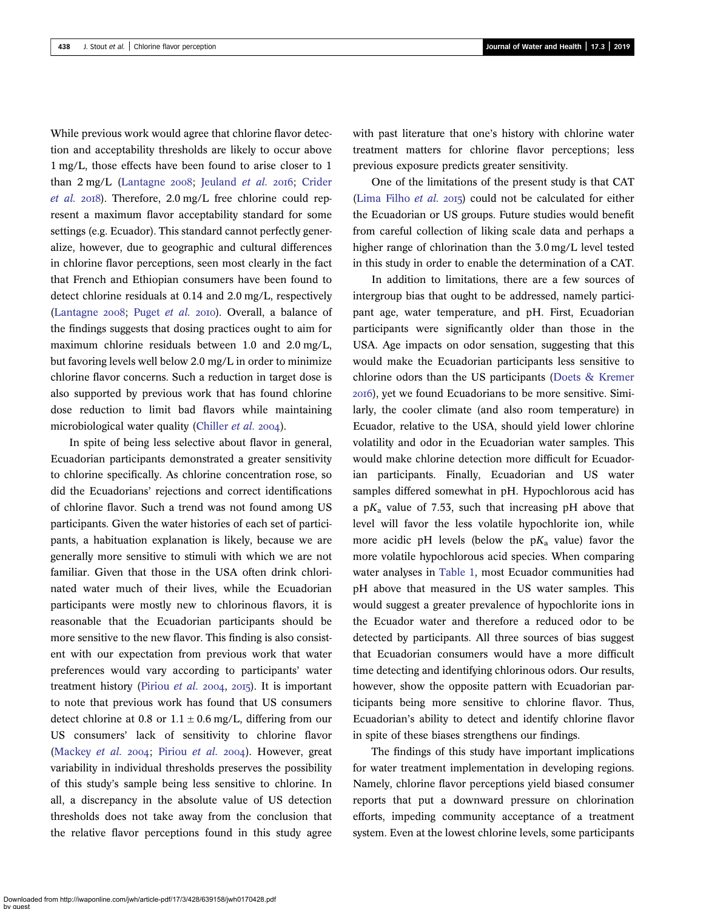While previous work would agree that chlorine flavor detection and acceptability thresholds are likely to occur above 1 mg/L, those effects have been found to arise closer to 1 than 2 mg/L (Lantagne 2008; Jeuland *et al.* 2016; Crider *et al.* 2018). Therefore, 2.0 mg/L free chlorine could represent a maximum flavor acceptability standard for some settings (e.g. Ecuador). This standard cannot perfectly generalize, however, due to geographic and cultural differences in chlorine flavor perceptions, seen most clearly in the fact that French and Ethiopian consumers have been found to detect chlorine residuals at 0.14 and 2.0 mg/L, respectively (Lantagne 2008; Puget *et al.* 2010). Overall, a balance of the findings suggests that dosing practices ought to aim for maximum chlorine residuals between 1.0 and 2.0 mg/L, but favoring levels well below 2.0 mg/L in order to minimize chlorine flavor concerns. Such a reduction in target dose is also supported by previous work that has found chlorine dose reduction to limit bad flavors while maintaining microbiological water quality (Chiller *et al.* 2004).

In spite of being less selective about flavor in general, Ecuadorian participants demonstrated a greater sensitivity to chlorine specifically. As chlorine concentration rose, so did the Ecuadorians' rejections and correct identifications of chlorine flavor. Such a trend was not found among US participants. Given the water histories of each set of participants, a habituation explanation is likely, because we are generally more sensitive to stimuli with which we are not familiar. Given that those in the USA often drink chlorinated water much of their lives, while the Ecuadorian participants were mostly new to chlorinous flavors, it is reasonable that the Ecuadorian participants should be more sensitive to the new flavor. This finding is also consistent with our expectation from previous work that water preferences would vary according to participants' water treatment history (Piriou *et al.* 2004, 2015). It is important to note that previous work has found that US consumers detect chlorine at 0.8 or $1.1 \pm 0.6$ mg/L, differing from our US consumers' lack of sensitivity to chlorine flavor (Mackey *et al.* 2004; Piriou *et al.* 2004). However, great variability in individual thresholds preserves the possibility of this study's sample being less sensitive to chlorine. In all, a discrepancy in the absolute value of US detection thresholds does not take away from the conclusion that the relative flavor perceptions found in this study agree with past literature that one's history with chlorine water treatment matters for chlorine flavor perceptions; less previous exposure predicts greater sensitivity.

One of the limitations of the present study is that CAT (Lima Filho *et al.* 2015) could not be calculated for either the Ecuadorian or US groups. Future studies would benefit from careful collection of liking scale data and perhaps a higher range of chlorination than the 3.0 mg/L level tested in this study in order to enable the determination of a CAT.

In addition to limitations, there are a few sources of intergroup bias that ought to be addressed, namely participant age, water temperature, and pH. First, Ecuadorian participants were significantly older than those in the USA. Age impacts on odor sensation, suggesting that this would make the Ecuadorian participants less sensitive to chlorine odors than the US participants (Doets & Kremer 2016), yet we found Ecuadorians to be more sensitive. Similarly, the cooler climate (and also room temperature) in Ecuador, relative to the USA, should yield lower chlorine volatility and odor in the Ecuadorian water samples. This would make chlorine detection more difficult for Ecuadorian participants. Finally, Ecuadorian and US water samples differed somewhat in pH. Hypochlorous acid has a $pK_a$ value of 7.53, such that increasing pH above that level will favor the less volatile hypochlorite ion, while more acidic pH levels (below the $pK_a$ value) favor the more volatile hypochlorous acid species. When comparing water analyses in Table 1, most Ecuador communities had pH above that measured in the US water samples. This would suggest a greater prevalence of hypochlorite ions in the Ecuador water and therefore a reduced odor to be detected by participants. All three sources of bias suggest that Ecuadorian consumers would have a more difficult time detecting and identifying chlorinous odors. Our results, however, show the opposite pattern with Ecuadorian participants being more sensitive to chlorine flavor. Thus, Ecuadorian's ability to detect and identify chlorine flavor in spite of these biases strengthens our findings.

The findings of this study have important implications for water treatment implementation in developing regions. Namely, chlorine flavor perceptions yield biased consumer reports that put a downward pressure on chlorination efforts, impeding community acceptance of a treatment system. Even at the lowest chlorine levels, some participants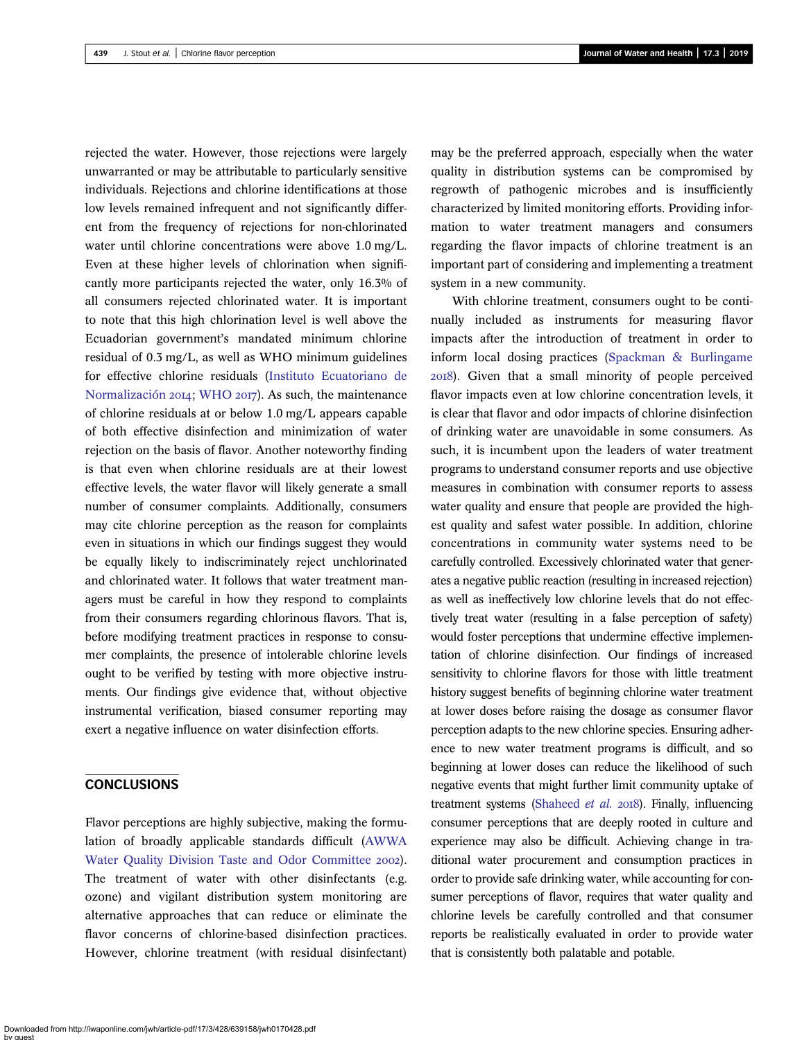rejected the water. However, those rejections were largely unwarranted or may be attributable to particularly sensitive individuals. Rejections and chlorine identifications at those low levels remained infrequent and not significantly different from the frequency of rejections for non-chlorinated water until chlorine concentrations were above 1.0 mg/L. Even at these higher levels of chlorination when significantly more participants rejected the water, only 16.3% of all consumers rejected chlorinated water. It is important to note that this high chlorination level is well above the Ecuadorian government's mandated minimum chlorine residual of 0.3 mg/L, as well as WHO minimum guidelines for effective chlorine residuals (Instituto Ecuatoriano de Normalización 2014; WHO 2017). As such, the maintenance of chlorine residuals at or below 1.0 mg/L appears capable of both effective disinfection and minimization of water rejection on the basis of flavor. Another noteworthy finding is that even when chlorine residuals are at their lowest effective levels, the water flavor will likely generate a small number of consumer complaints. Additionally, consumers may cite chlorine perception as the reason for complaints even in situations in which our findings suggest they would be equally likely to indiscriminately reject unchlorinated and chlorinated water. It follows that water treatment managers must be careful in how they respond to complaints from their consumers regarding chlorinous flavors. That is, before modifying treatment practices in response to consumer complaints, the presence of intolerable chlorine levels ought to be verified by testing with more objective instruments. Our findings give evidence that, without objective instrumental verification, biased consumer reporting may exert a negative influence on water disinfection efforts.

## CONCLUSIONS

Flavor perceptions are highly subjective, making the formulation of broadly applicable standards difficult (AWWA Water Quality Division Taste and Odor Committee 2002). The treatment of water with other disinfectants (e.g. ozone) and vigilant distribution system monitoring are alternative approaches that can reduce or eliminate the flavor concerns of chlorine-based disinfection practices. However, chlorine treatment (with residual disinfectant) may be the preferred approach, especially when the water quality in distribution systems can be compromised by regrowth of pathogenic microbes and is insufficiently characterized by limited monitoring efforts. Providing information to water treatment managers and consumers regarding the flavor impacts of chlorine treatment is an important part of considering and implementing a treatment system in a new community.

With chlorine treatment, consumers ought to be continually included as instruments for measuring flavor impacts after the introduction of treatment in order to inform local dosing practices (Spackman & Burlingame 2018). Given that a small minority of people perceived flavor impacts even at low chlorine concentration levels, it is clear that flavor and odor impacts of chlorine disinfection of drinking water are unavoidable in some consumers. As such, it is incumbent upon the leaders of water treatment programs to understand consumer reports and use objective measures in combination with consumer reports to assess water quality and ensure that people are provided the highest quality and safest water possible. In addition, chlorine concentrations in community water systems need to be carefully controlled. Excessively chlorinated water that generates a negative public reaction (resulting in increased rejection) as well as ineffectively low chlorine levels that do not effectively treat water (resulting in a false perception of safety) would foster perceptions that undermine effective implementation of chlorine disinfection. Our findings of increased sensitivity to chlorine flavors for those with little treatment history suggest benefits of beginning chlorine water treatment at lower doses before raising the dosage as consumer flavor perception adapts to the new chlorine species. Ensuring adherence to new water treatment programs is difficult, and so beginning at lower doses can reduce the likelihood of such negative events that might further limit community uptake of treatment systems (Shaheed *et al.* 2018). Finally, influencing consumer perceptions that are deeply rooted in culture and experience may also be difficult. Achieving change in traditional water procurement and consumption practices in order to provide safe drinking water, while accounting for consumer perceptions of flavor, requires that water quality and chlorine levels be carefully controlled and that consumer reports be realistically evaluated in order to provide water that is consistently both palatable and potable.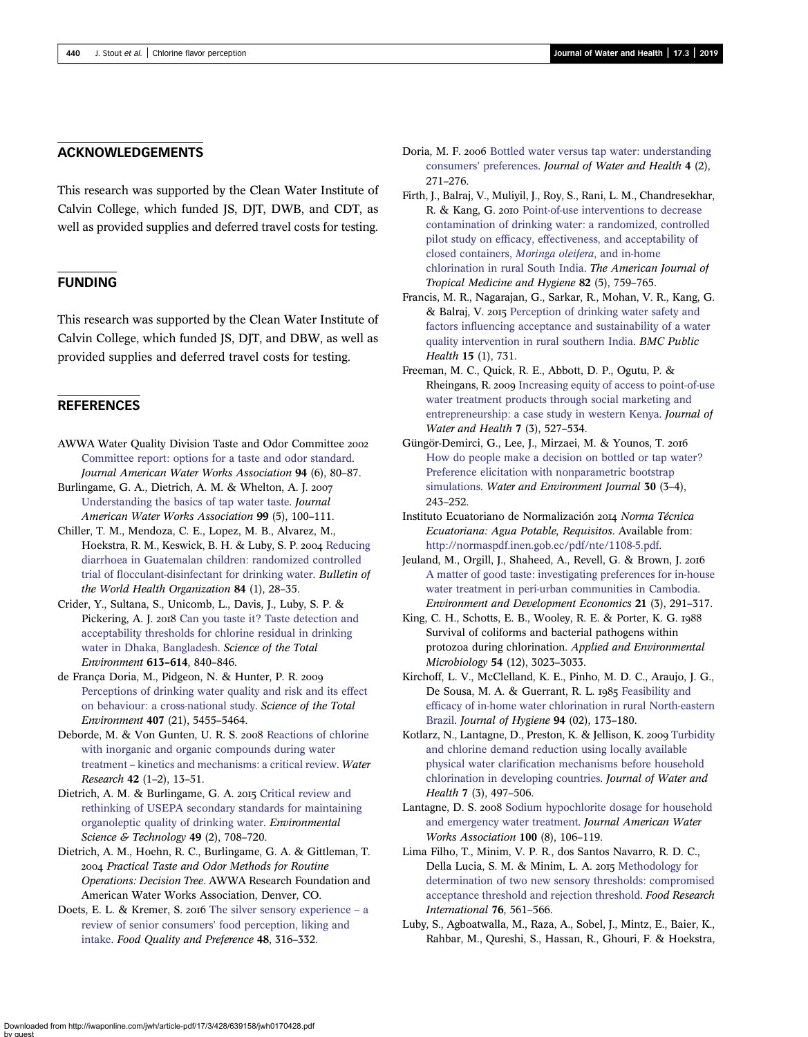## ACKNOWLEDGEMENTS

This research was supported by the Clean Water Institute of Calvin College, which funded JS, DJT, DWB, and CDT, as well as provided supplies and deferred travel costs for testing.

## FUNDING

This research was supported by the Clean Water Institute of Calvin College, which funded JS, DJT, and DBW, as well as provided supplies and deferred travel costs for testing.

## REFERENCES

AWWA Water Quality Division Taste and Odor Committee 2002 Committee report: options for a taste and odor standard. *Journal American Water Works Association* **94** (6), 80–87.

Burlingame, G. A., Dietrich, A. M. & Whelton, A. J. 2007 Understanding the basics of tap water taste. *Journal American Water Works Association* **99** (5), 100–111.

Chiller, T. M., Mendoza, C. E., Lopez, M. B., Alvarez, M., Hoekstra, R. M., Keswick, B. H. & Luby, S. P. 2004 Reducing diarrhoea in Guatemalan children: randomized controlled trial of flocculant-disinfectant for drinking water. *Bulletin of the World Health Organization* **84** (1), 28–35.

Crider, Y., Sultana, S., Unicomb, L., Davis, J., Luby, S. P. & Pickering, A. J. 2018 Can you taste it? Taste detection and acceptability thresholds for chlorine residual in drinking water in Dhaka, Bangladesh. *Science of the Total Environment* **613–614**, 840–846.

de França Doria, M., Pidgeon, N. & Hunter, P. R. 2009 Perceptions of drinking water quality and risk and its effect on behaviour: a cross-national study. *Science of the Total Environment* **407** (21), 5455–5464.

Deborde, M. & Von Gunten, U. R. S. 2008 Reactions of chlorine with inorganic and organic compounds during water treatment – kinetics and mechanisms: a critical review. *Water Research* **42** (1–2), 13–51.

Dietrich, A. M. & Burlingame, G. A. 2015 Critical review and rethinking of USEPA secondary standards for maintaining organoleptic quality of drinking water. *Environmental Science & Technology* **49** (2), 708–720.

Dietrich, A. M., Hoehn, R. C., Burlingame, G. A. & Gittleman, T. 2004 *Practical Taste and Odor Methods for Routine Operations: Decision Tree*. AWWA Research Foundation and American Water Works Association, Denver, CO.

Doets, E. L. & Kremer, S. 2016 The silver sensory experience – a review of senior consumers' food perception, liking and intake. *Food Quality and Preference* **48**, 316–332.

Doria, M. F. 2006 Bottled water versus tap water: understanding consumers' preferences. *Journal of Water and Health* **4** (2), 271–276.

Firth, J., Balraj, V., Muliyil, J., Roy, S., Rani, L. M., Chandresekhar, R. & Kang, G. 2010 Point-of-use interventions to decrease contamination of drinking water: a randomized, controlled pilot study on efficacy, effectiveness, and acceptability of closed containers, *Moringa oleifera*, and in-home chlorination in rural South India. *The American Journal of Tropical Medicine and Hygiene* **82** (5), 759–765.

Francis, M. R., Nagarajan, G., Sarkar, R., Mohan, V. R., Kang, G. & Balraj, V. 2015 Perception of drinking water safety and factors influencing acceptance and sustainability of a water quality intervention in rural southern India. *BMC Public Health* **15** (1), 731.

Freeman, M. C., Quick, R. E., Abbott, D. P., Ogutu, P. & Rheingans, R. 2009 Increasing equity of access to point-of-use water treatment products through social marketing and entrepreneurship: a case study in western Kenya. *Journal of Water and Health* **7** (3), 527–534.

Güngör-Demirci, G., Lee, J., Mirzaei, M. & Younos, T. 2016 How do people make a decision on bottled or tap water? Preference elicitation with nonparametric bootstrap simulations. *Water and Environment Journal* **30** (3–4), 243–252.

Instituto Ecuatoriano de Normalización 2014 *Norma Técnica Ecuatoriana: Agua Potable, Requisitos*. Available from: http://normaspdf.inen.gob.ec/pdf/nte/1108-5.pdf.

Jeuland, M., Orgill, J., Shaheed, A., Revell, G. & Brown, J. 2016 A matter of good taste: investigating preferences for in-house water treatment in peri-urban communities in Cambodia. *Environment and Development Economics* **21** (3), 291–317.

King, C. H., Schotts, E. B., Wooley, R. E. & Porter, K. G. 1988 Survival of coliforms and bacterial pathogens within protozoa during chlorination. *Applied and Environmental Microbiology* **54** (12), 3023–3033.

Kirchoff, L. V., McClelland, K. E., Pinho, M. D. C., Araujo, J. G., De Sousa, M. A. & Guerrant, R. L. 1985 Feasibility and efficacy of in-home water chlorination in rural North-eastern Brazil. *Journal of Hygiene* **94** (02), 173–180.

Kotlarz, N., Lantagne, D., Preston, K. & Jellison, K. 2009 Turbidity and chlorine demand reduction using locally available physical water clarification mechanisms before household chlorination in developing countries. *Journal of Water and Health* **7** (3), 497–506.

Lantagne, D. S. 2008 Sodium hypochlorite dosage for household and emergency water treatment. *Journal American Water Works Association* **100** (8), 106–119.

Lima Filho, T., Minim, V. P. R., dos Santos Navarro, R. D. C., Della Lucia, S. M. & Minim, L. A. 2015 Methodology for determination of two new sensory thresholds: compromised acceptance threshold and rejection threshold. *Food Research International* **76**, 561–566.

Luby, S., Agboatwalla, M., Raza, A., Sobel, J., Mintz, E., Baier, K., Rahbar, M., Qureshi, S., Hassan, R., Ghouri, F. & Hoekstra,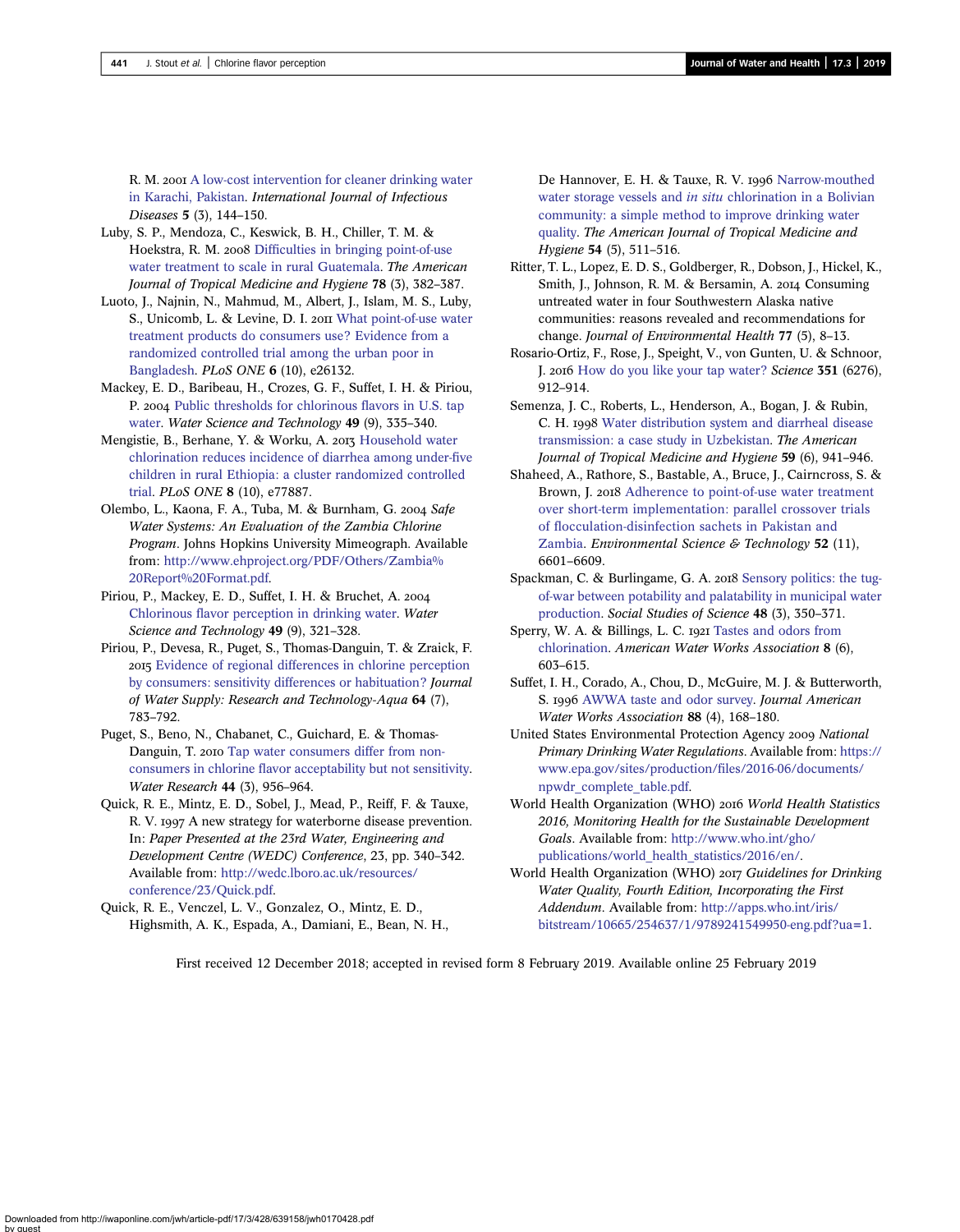R. M. 2001 A low-cost intervention for cleaner drinking water in Karachi, Pakistan. *International Journal of Infectious Diseases* **5** (3), 144–150.

Luby, S. P., Mendoza, C., Keswick, B. H., Chiller, T. M. & Hoekstra, R. M. 2008 Difficulties in bringing point-of-use water treatment to scale in rural Guatemala. *The American Journal of Tropical Medicine and Hygiene* **78** (3), 382–387.

Luoto, J., Najnin, N., Mahmud, M., Albert, J., Islam, M. S., Luby, S., Unicomb, L. & Levine, D. I. 2011 What point-of-use water treatment products do consumers use? Evidence from a randomized controlled trial among the urban poor in Bangladesh. *PLoS ONE* **6** (10), e26132.

Mackey, E. D., Baribeau, H., Crozes, G. F., Suffet, I. H. & Piriou, P. 2004 Public thresholds for chlorinous flavors in U.S. tap water. *Water Science and Technology* **49** (9), 335–340.

Mengistie, B., Berhane, Y. & Worku, A. 2013 Household water chlorination reduces incidence of diarrhea among under-five children in rural Ethiopia: a cluster randomized controlled trial. *PLoS ONE* **8** (10), e77887.

Olembo, L., Kaona, F. A., Tuba, M. & Burnham, G. 2004 *Safe Water Systems: An Evaluation of the Zambia Chlorine Program*. Johns Hopkins University Mimeograph. Available from: http://www.ehproject.org/PDF/Others/Zambia%20Report%20Format.pdf.

Piriou, P., Mackey, E. D., Suffet, I. H. & Bruchet, A. 2004 Chlorinous flavor perception in drinking water. *Water Science and Technology* **49** (9), 321–328.

Piriou, P., Devesa, R., Puget, S., Thomas-Danguin, T. & Zraick, F. 2015 Evidence of regional differences in chlorine perception by consumers: sensitivity differences or habituation? *Journal of Water Supply: Research and Technology-Aqua* **64** (7), 783–792.

Puget, S., Beno, N., Chabanet, C., Guichard, E. & Thomas-Danguin, T. 2010 Tap water consumers differ from non-consumers in chlorine flavor acceptability but not sensitivity. *Water Research* **44** (3), 956–964.

Quick, R. E., Mintz, E. D., Sobel, J., Mead, P., Reiff, F. & Tauxe, R. V. 1997 A new strategy for waterborne disease prevention. In: *Paper Presented at the 23rd Water, Engineering and Development Centre (WEDC) Conference*, 23, pp. 340–342. Available from: http://wedc.lboro.ac.uk/resources/conference/23/Quick.pdf.

Quick, R. E., Venczel, L. V., Gonzalez, O., Mintz, E. D., Highsmith, A. K., Espada, A., Damiani, E., Bean, N. H., De Hannover, E. H. & Tauxe, R. V. 1996 Narrow-mouthed water storage vessels and *in situ* chlorination in a Bolivian community: a simple method to improve drinking water quality. *The American Journal of Tropical Medicine and Hygiene* **54** (5), 511–516.

Ritter, T. L., Lopez, E. D. S., Goldberger, R., Dobson, J., Hickel, K., Smith, J., Johnson, R. M. & Bersamin, A. 2014 Consuming untreated water in four Southwestern Alaska native communities: reasons revealed and recommendations for change. *Journal of Environmental Health* **77** (5), 8–13.

Rosario-Ortiz, F., Rose, J., Speight, V., von Gunten, U. & Schnoor, J. 2016 How do you like your tap water? *Science* **351** (6276), 912–914.

Semenza, J. C., Roberts, L., Henderson, A., Bogan, J. & Rubin, C. H. 1998 Water distribution system and diarrheal disease transmission: a case study in Uzbekistan. *The American Journal of Tropical Medicine and Hygiene* **59** (6), 941–946.

Shaheed, A., Rathore, S., Bastable, A., Bruce, J., Cairncross, S. & Brown, J. 2018 Adherence to point-of-use water treatment over short-term implementation: parallel crossover trials of flocculation-disinfection sachets in Pakistan and Zambia. *Environmental Science & Technology* **52** (11), 6601–6609.

Spackman, C. & Burlingame, G. A. 2018 Sensory politics: the tug-of-war between potability and palatability in municipal water production. *Social Studies of Science* **48** (3), 350–371.

Sperry, W. A. & Billings, L. C. 1921 Tastes and odors from chlorination. *American Water Works Association* **8** (6), 603–615.

Suffet, I. H., Corado, A., Chou, D., McGuire, M. J. & Butterworth, S. 1996 AWWA taste and odor survey. *Journal American Water Works Association* **88** (4), 168–180.

United States Environmental Protection Agency 2009 *National Primary Drinking Water Regulations*. Available from: https://www.epa.gov/sites/production/files/2016-06/documents/npwdr_complete_table.pdf.

World Health Organization (WHO) 2016 *World Health Statistics 2016, Monitoring Health for the Sustainable Development Goals*. Available from: http://www.who.int/gho/publications/world_health_statistics/2016/en/.

World Health Organization (WHO) 2017 *Guidelines for Drinking Water Quality, Fourth Edition, Incorporating the First Addendum*. Available from: http://apps.who.int/iris/bitstream/10665/254637/1/9789241549950-eng.pdf?ua=1.

First received 12 December 2018; accepted in revised form 8 February 2019. Available online 25 February 2019